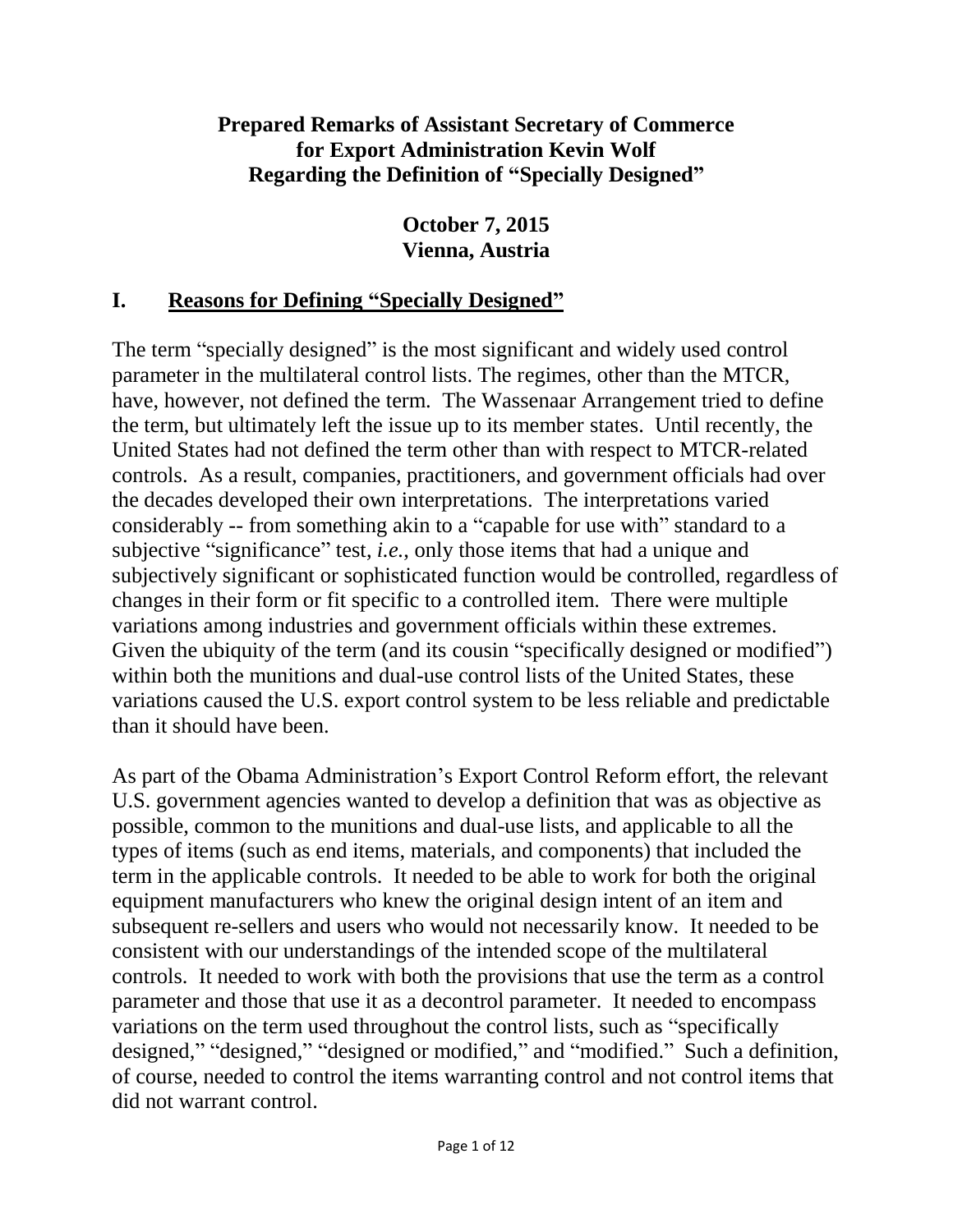**Prepared Remarks of Assistant Secretary of Commerce for Export Administration Kevin Wolf Regarding the Definition of "Specially Designed"**

**October 7, 2015**
**Vienna, Austria**

## I. Reasons for Defining "Specially Designed"

The term "specially designed" is the most significant and widely used control parameter in the multilateral control lists. The regimes, other than the MTCR, have, however, not defined the term. The Wassenaar Arrangement tried to define the term, but ultimately left the issue up to its member states. Until recently, the United States had not defined the term other than with respect to MTCR-related controls. As a result, companies, practitioners, and government officials had over the decades developed their own interpretations. The interpretations varied considerably -- from something akin to a "capable for use with" standard to a subjective "significance" test, *i.e.*, only those items that had a unique and subjectively significant or sophisticated function would be controlled, regardless of changes in their form or fit specific to a controlled item. There were multiple variations among industries and government officials within these extremes. Given the ubiquity of the term (and its cousin "specifically designed or modified") within both the munitions and dual-use control lists of the United States, these variations caused the U.S. export control system to be less reliable and predictable than it should have been.

As part of the Obama Administration's Export Control Reform effort, the relevant U.S. government agencies wanted to develop a definition that was as objective as possible, common to the munitions and dual-use lists, and applicable to all the types of items (such as end items, materials, and components) that included the term in the applicable controls. It needed to be able to work for both the original equipment manufacturers who knew the original design intent of an item and subsequent re-sellers and users who would not necessarily know. It needed to be consistent with our understandings of the intended scope of the multilateral controls. It needed to work with both the provisions that use the term as a control parameter and those that use it as a decontrol parameter. It needed to encompass variations on the term used throughout the control lists, such as "specifically designed," "designed," "designed or modified," and "modified." Such a definition, of course, needed to control the items warranting control and not control items that did not warrant control.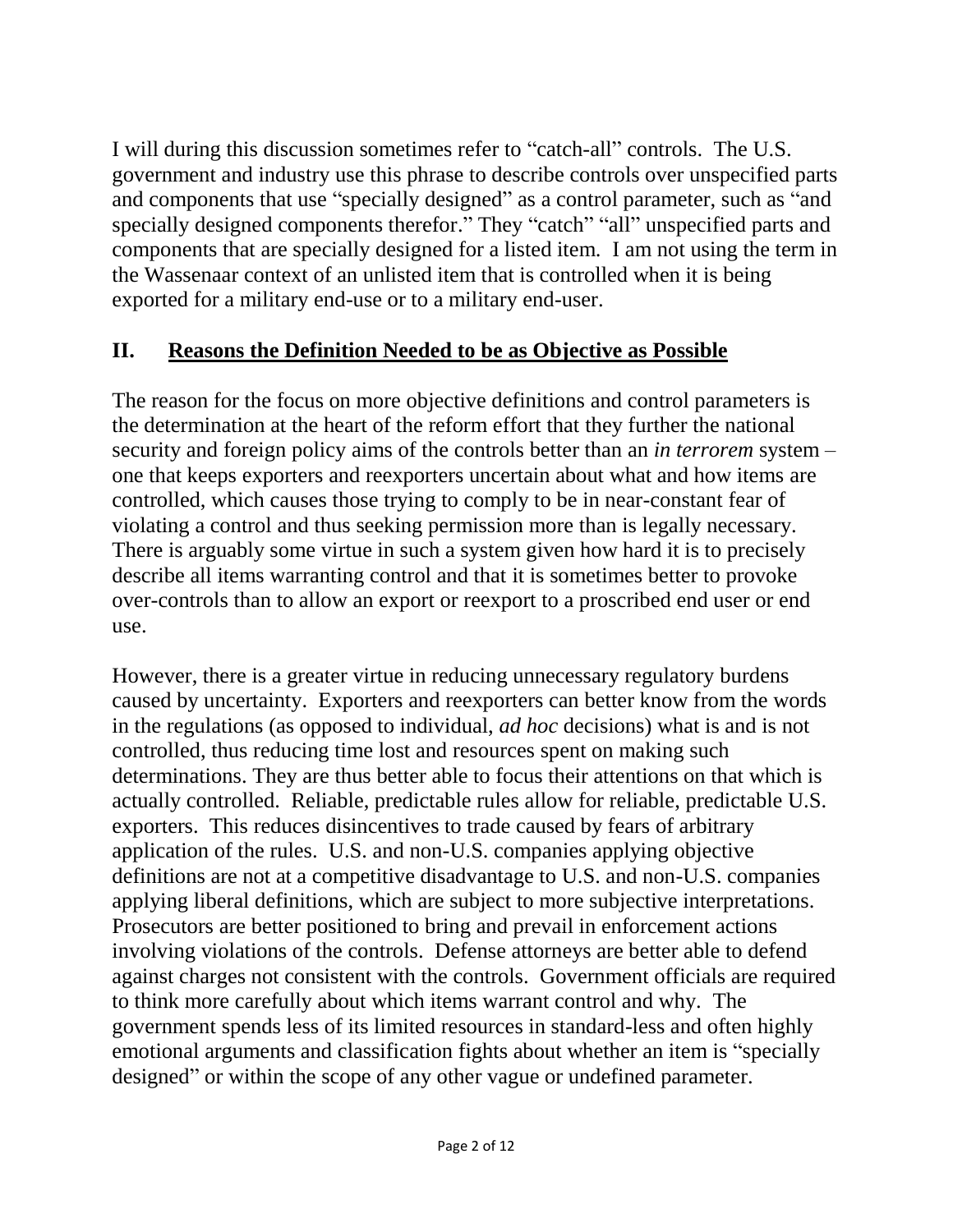I will during this discussion sometimes refer to "catch-all" controls. The U.S. government and industry use this phrase to describe controls over unspecified parts and components that use "specially designed" as a control parameter, such as "and specially designed components therefor." They "catch" "all" unspecified parts and components that are specially designed for a listed item. I am not using the term in the Wassenaar context of an unlisted item that is controlled when it is being exported for a military end-use or to a military end-user.

## II. Reasons the Definition Needed to be as Objective as Possible

The reason for the focus on more objective definitions and control parameters is the determination at the heart of the reform effort that they further the national security and foreign policy aims of the controls better than an *in terrorem* system – one that keeps exporters and reexporters uncertain about what and how items are controlled, which causes those trying to comply to be in near-constant fear of violating a control and thus seeking permission more than is legally necessary. There is arguably some virtue in such a system given how hard it is to precisely describe all items warranting control and that it is sometimes better to provoke over-controls than to allow an export or reexport to a proscribed end user or end use.

However, there is a greater virtue in reducing unnecessary regulatory burdens caused by uncertainty. Exporters and reexporters can better know from the words in the regulations (as opposed to individual, *ad hoc* decisions) what is and is not controlled, thus reducing time lost and resources spent on making such determinations. They are thus better able to focus their attentions on that which is actually controlled. Reliable, predictable rules allow for reliable, predictable U.S. exporters. This reduces disincentives to trade caused by fears of arbitrary application of the rules. U.S. and non-U.S. companies applying objective definitions are not at a competitive disadvantage to U.S. and non-U.S. companies applying liberal definitions, which are subject to more subjective interpretations. Prosecutors are better positioned to bring and prevail in enforcement actions involving violations of the controls. Defense attorneys are better able to defend against charges not consistent with the controls. Government officials are required to think more carefully about which items warrant control and why. The government spends less of its limited resources in standard-less and often highly emotional arguments and classification fights about whether an item is "specially designed" or within the scope of any other vague or undefined parameter.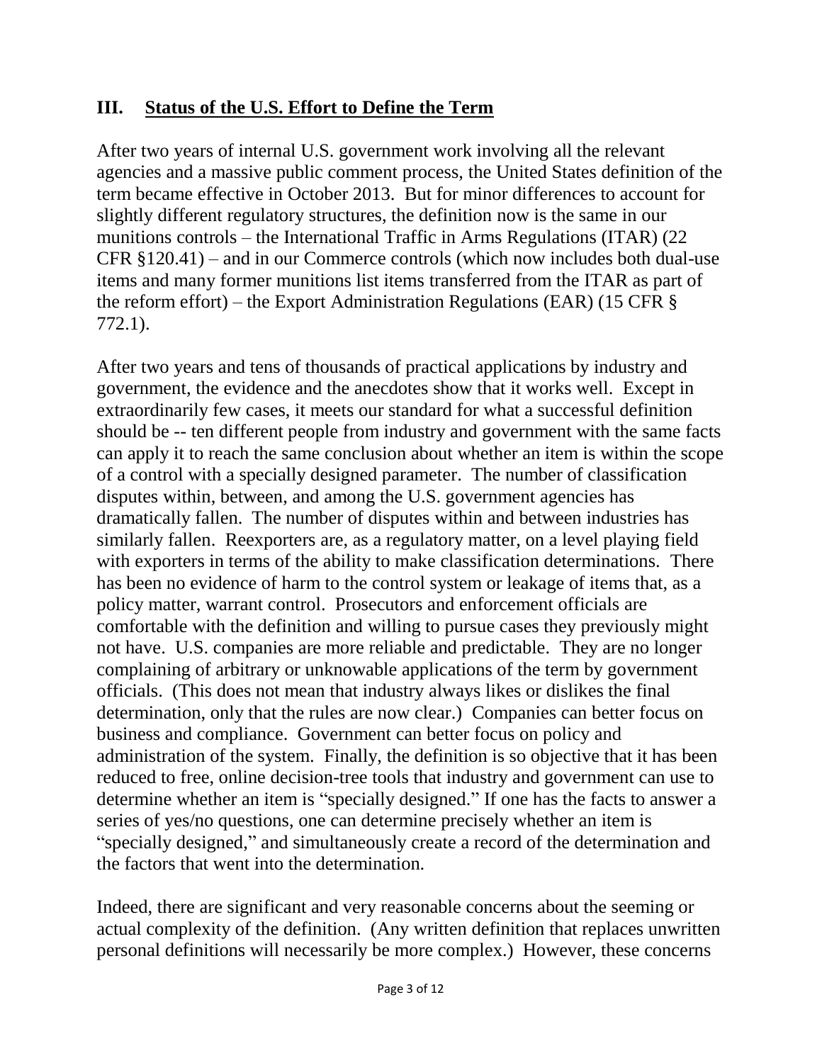## III. <u>Status of the U.S. Effort to Define the Term</u>

After two years of internal U.S. government work involving all the relevant agencies and a massive public comment process, the United States definition of the term became effective in October 2013. But for minor differences to account for slightly different regulatory structures, the definition now is the same in our munitions controls – the International Traffic in Arms Regulations (ITAR) (22 CFR §120.41) – and in our Commerce controls (which now includes both dual-use items and many former munitions list items transferred from the ITAR as part of the reform effort) – the Export Administration Regulations (EAR) (15 CFR § 772.1).

After two years and tens of thousands of practical applications by industry and government, the evidence and the anecdotes show that it works well. Except in extraordinarily few cases, it meets our standard for what a successful definition should be -- ten different people from industry and government with the same facts can apply it to reach the same conclusion about whether an item is within the scope of a control with a specially designed parameter. The number of classification disputes within, between, and among the U.S. government agencies has dramatically fallen. The number of disputes within and between industries has similarly fallen. Reexporters are, as a regulatory matter, on a level playing field with exporters in terms of the ability to make classification determinations. There has been no evidence of harm to the control system or leakage of items that, as a policy matter, warrant control. Prosecutors and enforcement officials are comfortable with the definition and willing to pursue cases they previously might not have. U.S. companies are more reliable and predictable. They are no longer complaining of arbitrary or unknowable applications of the term by government officials. (This does not mean that industry always likes or dislikes the final determination, only that the rules are now clear.) Companies can better focus on business and compliance. Government can better focus on policy and administration of the system. Finally, the definition is so objective that it has been reduced to free, online decision-tree tools that industry and government can use to determine whether an item is "specially designed." If one has the facts to answer a series of yes/no questions, one can determine precisely whether an item is "specially designed," and simultaneously create a record of the determination and the factors that went into the determination.

Indeed, there are significant and very reasonable concerns about the seeming or actual complexity of the definition. (Any written definition that replaces unwritten personal definitions will necessarily be more complex.) However, these concerns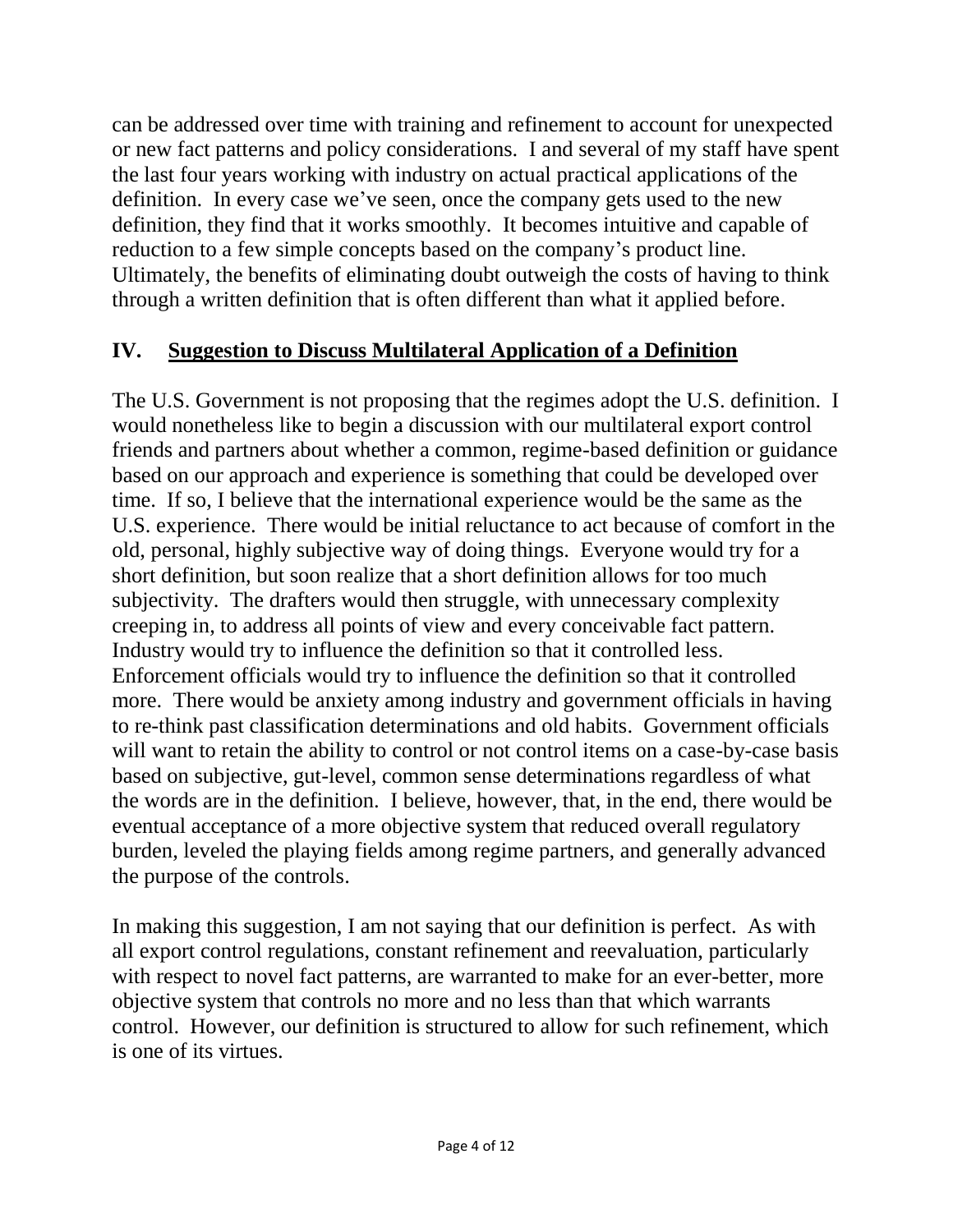can be addressed over time with training and refinement to account for unexpected or new fact patterns and policy considerations. I and several of my staff have spent the last four years working with industry on actual practical applications of the definition. In every case we've seen, once the company gets used to the new definition, they find that it works smoothly. It becomes intuitive and capable of reduction to a few simple concepts based on the company's product line. Ultimately, the benefits of eliminating doubt outweigh the costs of having to think through a written definition that is often different than what it applied before.

## IV. Suggestion to Discuss Multilateral Application of a Definition

The U.S. Government is not proposing that the regimes adopt the U.S. definition. I would nonetheless like to begin a discussion with our multilateral export control friends and partners about whether a common, regime-based definition or guidance based on our approach and experience is something that could be developed over time. If so, I believe that the international experience would be the same as the U.S. experience. There would be initial reluctance to act because of comfort in the old, personal, highly subjective way of doing things. Everyone would try for a short definition, but soon realize that a short definition allows for too much subjectivity. The drafters would then struggle, with unnecessary complexity creeping in, to address all points of view and every conceivable fact pattern. Industry would try to influence the definition so that it controlled less. Enforcement officials would try to influence the definition so that it controlled more. There would be anxiety among industry and government officials in having to re-think past classification determinations and old habits. Government officials will want to retain the ability to control or not control items on a case-by-case basis based on subjective, gut-level, common sense determinations regardless of what the words are in the definition. I believe, however, that, in the end, there would be eventual acceptance of a more objective system that reduced overall regulatory burden, leveled the playing fields among regime partners, and generally advanced the purpose of the controls.

In making this suggestion, I am not saying that our definition is perfect. As with all export control regulations, constant refinement and reevaluation, particularly with respect to novel fact patterns, are warranted to make for an ever-better, more objective system that controls no more and no less than that which warrants control. However, our definition is structured to allow for such refinement, which is one of its virtues.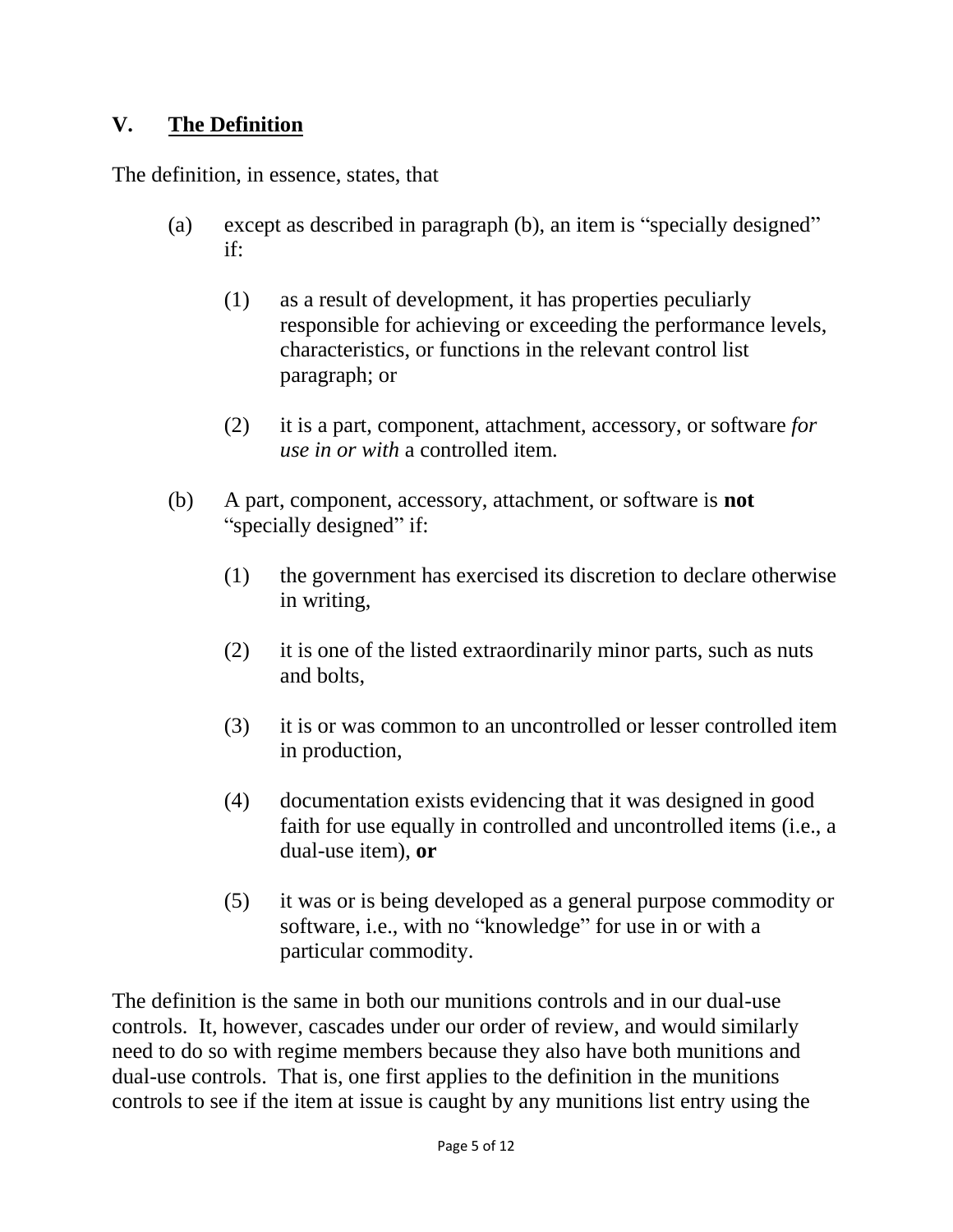## V. The Definition

The definition, in essence, states, that

(a) except as described in paragraph (b), an item is "specially designed" if:

(1) as a result of development, it has properties peculiarly responsible for achieving or exceeding the performance levels, characteristics, or functions in the relevant control list paragraph; or

(2) it is a part, component, attachment, accessory, or software *for use in or with* a controlled item.

(b) A part, component, accessory, attachment, or software is **not** "specially designed" if:

(1) the government has exercised its discretion to declare otherwise in writing,

(2) it is one of the listed extraordinarily minor parts, such as nuts and bolts,

(3) it is or was common to an uncontrolled or lesser controlled item in production,

(4) documentation exists evidencing that it was designed in good faith for use equally in controlled and uncontrolled items (i.e., a dual-use item), **or**

(5) it was or is being developed as a general purpose commodity or software, i.e., with no "knowledge" for use in or with a particular commodity.

The definition is the same in both our munitions controls and in our dual-use controls. It, however, cascades under our order of review, and would similarly need to do so with regime members because they also have both munitions and dual-use controls. That is, one first applies to the definition in the munitions controls to see if the item at issue is caught by any munitions list entry using the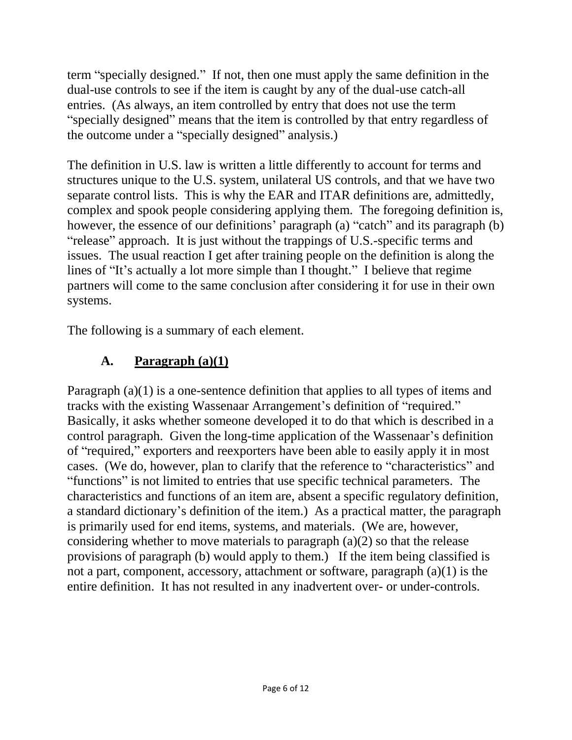term "specially designed." If not, then one must apply the same definition in the dual-use controls to see if the item is caught by any of the dual-use catch-all entries. (As always, an item controlled by entry that does not use the term "specially designed" means that the item is controlled by that entry regardless of the outcome under a "specially designed" analysis.)

The definition in U.S. law is written a little differently to account for terms and structures unique to the U.S. system, unilateral US controls, and that we have two separate control lists. This is why the EAR and ITAR definitions are, admittedly, complex and spook people considering applying them. The foregoing definition is, however, the essence of our definitions' paragraph (a) "catch" and its paragraph (b) "release" approach. It is just without the trappings of U.S.-specific terms and issues. The usual reaction I get after training people on the definition is along the lines of "It's actually a lot more simple than I thought." I believe that regime partners will come to the same conclusion after considering it for use in their own systems.

The following is a summary of each element.

## A. <u>Paragraph (a)(1)</u>

Paragraph (a)(1) is a one-sentence definition that applies to all types of items and tracks with the existing Wassenaar Arrangement's definition of "required." Basically, it asks whether someone developed it to do that which is described in a control paragraph. Given the long-time application of the Wassenaar's definition of "required," exporters and reexporters have been able to easily apply it in most cases. (We do, however, plan to clarify that the reference to "characteristics" and "functions" is not limited to entries that use specific technical parameters. The characteristics and functions of an item are, absent a specific regulatory definition, a standard dictionary's definition of the item.) As a practical matter, the paragraph is primarily used for end items, systems, and materials. (We are, however, considering whether to move materials to paragraph (a)(2) so that the release provisions of paragraph (b) would apply to them.) If the item being classified is not a part, component, accessory, attachment or software, paragraph (a)(1) is the entire definition. It has not resulted in any inadvertent over- or under-controls.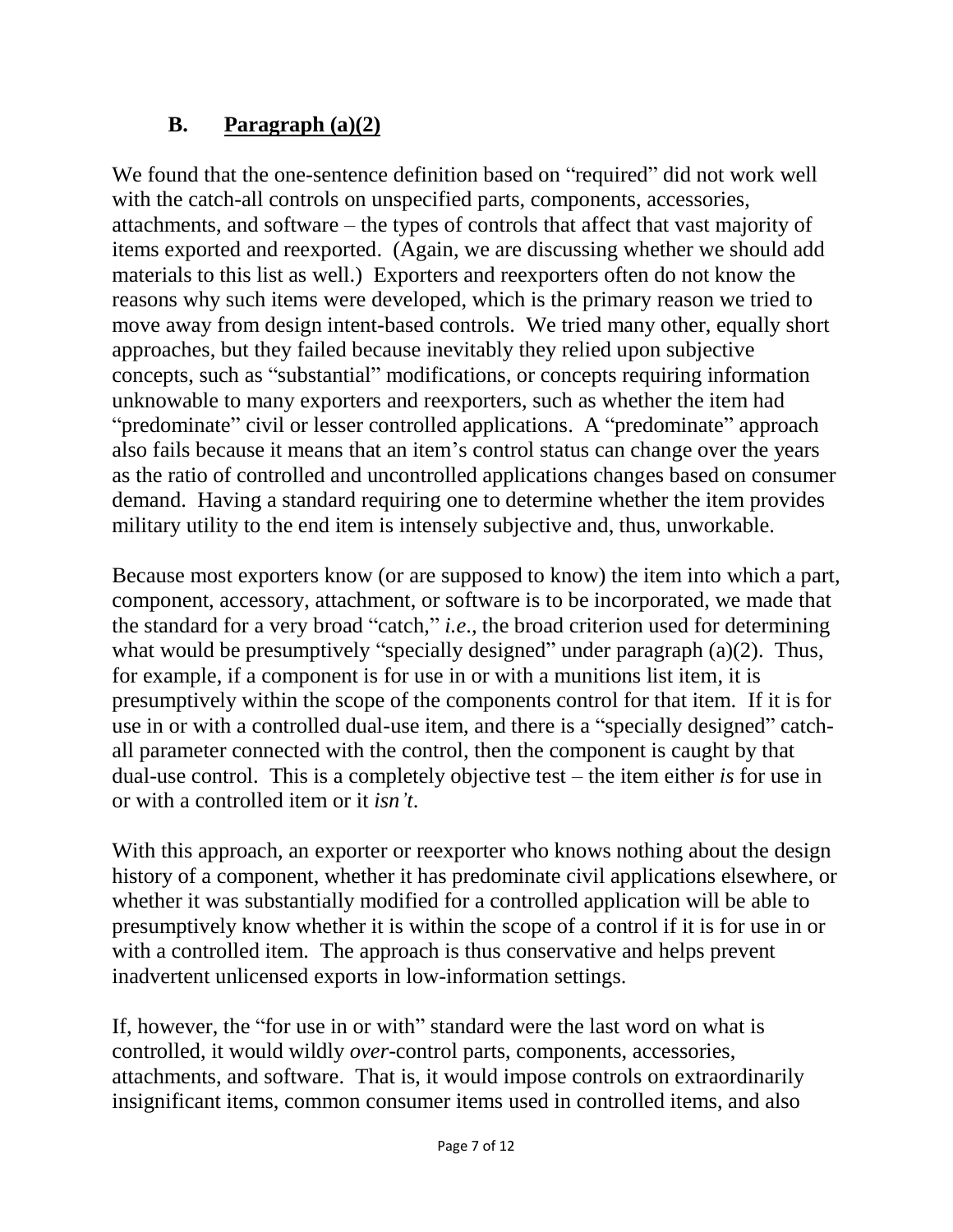## B. Paragraph (a)(2)

We found that the one-sentence definition based on "required" did not work well with the catch-all controls on unspecified parts, components, accessories, attachments, and software – the types of controls that affect that vast majority of items exported and reexported. (Again, we are discussing whether we should add materials to this list as well.) Exporters and reexporters often do not know the reasons why such items were developed, which is the primary reason we tried to move away from design intent-based controls. We tried many other, equally short approaches, but they failed because inevitably they relied upon subjective concepts, such as "substantial" modifications, or concepts requiring information unknowable to many exporters and reexporters, such as whether the item had "predominate" civil or lesser controlled applications. A "predominate" approach also fails because it means that an item's control status can change over the years as the ratio of controlled and uncontrolled applications changes based on consumer demand. Having a standard requiring one to determine whether the item provides military utility to the end item is intensely subjective and, thus, unworkable.

Because most exporters know (or are supposed to know) the item into which a part, component, accessory, attachment, or software is to be incorporated, we made that the standard for a very broad "catch," *i.e*., the broad criterion used for determining what would be presumptively "specially designed" under paragraph (a)(2). Thus, for example, if a component is for use in or with a munitions list item, it is presumptively within the scope of the components control for that item. If it is for use in or with a controlled dual-use item, and there is a "specially designed" catch-all parameter connected with the control, then the component is caught by that dual-use control. This is a completely objective test – the item either *is* for use in or with a controlled item or it *isn't*.

With this approach, an exporter or reexporter who knows nothing about the design history of a component, whether it has predominate civil applications elsewhere, or whether it was substantially modified for a controlled application will be able to presumptively know whether it is within the scope of a control if it is for use in or with a controlled item. The approach is thus conservative and helps prevent inadvertent unlicensed exports in low-information settings.

If, however, the "for use in or with" standard were the last word on what is controlled, it would wildly *over*-control parts, components, accessories, attachments, and software. That is, it would impose controls on extraordinarily insignificant items, common consumer items used in controlled items, and also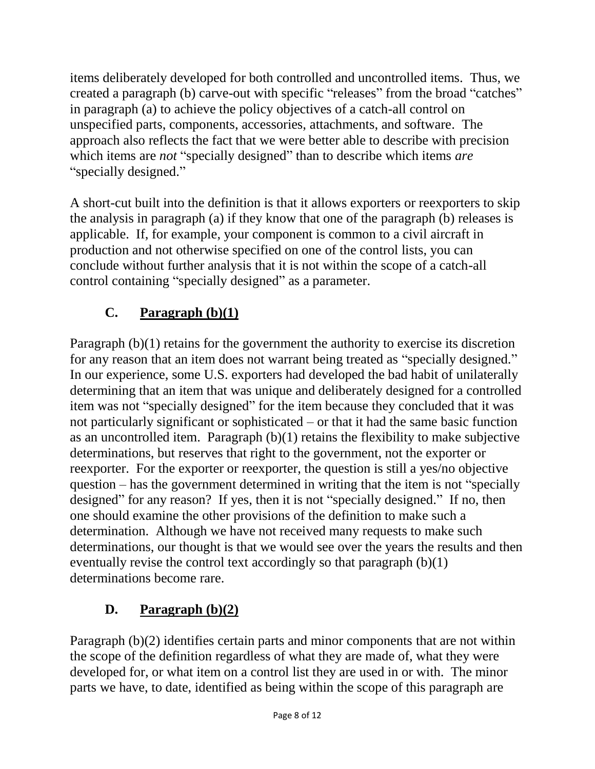items deliberately developed for both controlled and uncontrolled items. Thus, we created a paragraph (b) carve-out with specific "releases" from the broad "catches" in paragraph (a) to achieve the policy objectives of a catch-all control on unspecified parts, components, accessories, attachments, and software. The approach also reflects the fact that we were better able to describe with precision which items are *not* "specially designed" than to describe which items *are* "specially designed."

A short-cut built into the definition is that it allows exporters or reexporters to skip the analysis in paragraph (a) if they know that one of the paragraph (b) releases is applicable. If, for example, your component is common to a civil aircraft in production and not otherwise specified on one of the control lists, you can conclude without further analysis that it is not within the scope of a catch-all control containing "specially designed" as a parameter.

### C. Paragraph (b)(1)

Paragraph (b)(1) retains for the government the authority to exercise its discretion for any reason that an item does not warrant being treated as "specially designed." In our experience, some U.S. exporters had developed the bad habit of unilaterally determining that an item that was unique and deliberately designed for a controlled item was not "specially designed" for the item because they concluded that it was not particularly significant or sophisticated – or that it had the same basic function as an uncontrolled item. Paragraph (b)(1) retains the flexibility to make subjective determinations, but reserves that right to the government, not the exporter or reexporter. For the exporter or reexporter, the question is still a yes/no objective question – has the government determined in writing that the item is not "specially designed" for any reason? If yes, then it is not "specially designed." If no, then one should examine the other provisions of the definition to make such a determination. Although we have not received many requests to make such determinations, our thought is that we would see over the years the results and then eventually revise the control text accordingly so that paragraph (b)(1) determinations become rare.

### D. Paragraph (b)(2)

Paragraph (b)(2) identifies certain parts and minor components that are not within the scope of the definition regardless of what they are made of, what they were developed for, or what item on a control list they are used in or with. The minor parts we have, to date, identified as being within the scope of this paragraph are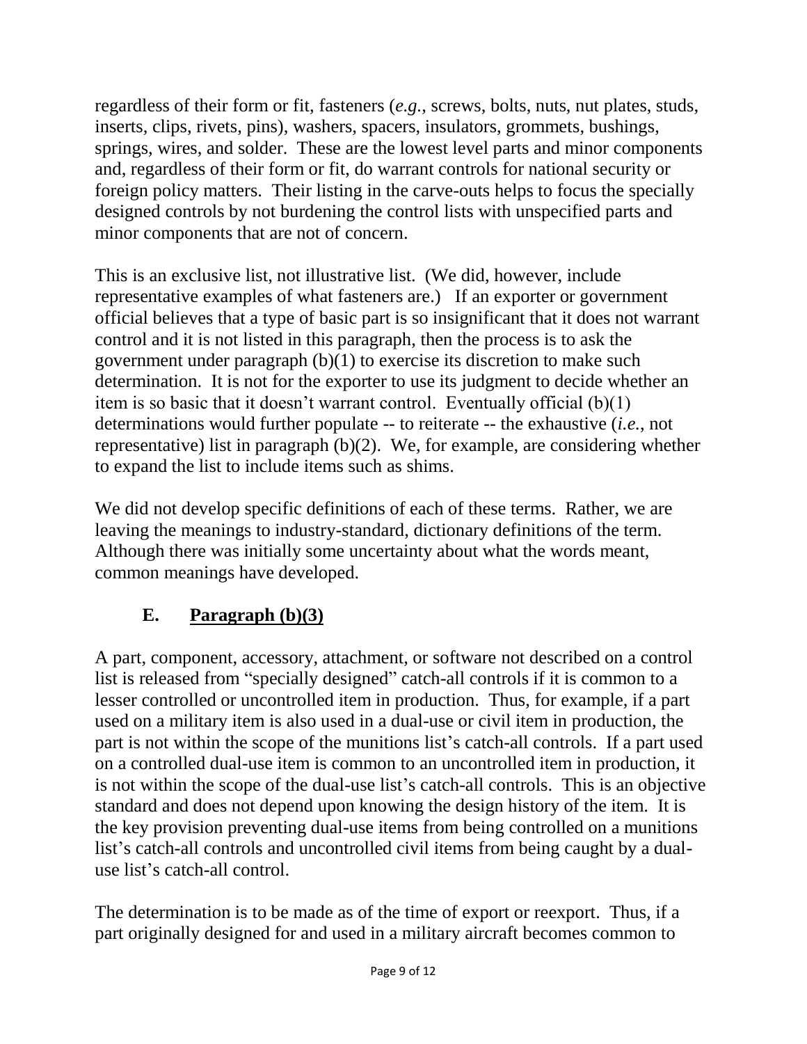regardless of their form or fit, fasteners (*e.g.*, screws, bolts, nuts, nut plates, studs, inserts, clips, rivets, pins), washers, spacers, insulators, grommets, bushings, springs, wires, and solder. These are the lowest level parts and minor components and, regardless of their form or fit, do warrant controls for national security or foreign policy matters. Their listing in the carve-outs helps to focus the specially designed controls by not burdening the control lists with unspecified parts and minor components that are not of concern.

This is an exclusive list, not illustrative list. (We did, however, include representative examples of what fasteners are.) If an exporter or government official believes that a type of basic part is so insignificant that it does not warrant control and it is not listed in this paragraph, then the process is to ask the government under paragraph (b)(1) to exercise its discretion to make such determination. It is not for the exporter to use its judgment to decide whether an item is so basic that it doesn't warrant control. Eventually official (b)(1) determinations would further populate -- to reiterate -- the exhaustive (*i.e.*, not representative) list in paragraph (b)(2). We, for example, are considering whether to expand the list to include items such as shims.

We did not develop specific definitions of each of these terms. Rather, we are leaving the meanings to industry-standard, dictionary definitions of the term. Although there was initially some uncertainty about what the words meant, common meanings have developed.

## E. Paragraph (b)(3)

A part, component, accessory, attachment, or software not described on a control list is released from "specially designed" catch-all controls if it is common to a lesser controlled or uncontrolled item in production. Thus, for example, if a part used on a military item is also used in a dual-use or civil item in production, the part is not within the scope of the munitions list's catch-all controls. If a part used on a controlled dual-use item is common to an uncontrolled item in production, it is not within the scope of the dual-use list's catch-all controls. This is an objective standard and does not depend upon knowing the design history of the item. It is the key provision preventing dual-use items from being controlled on a munitions list's catch-all controls and uncontrolled civil items from being caught by a dual-use list's catch-all control.

The determination is to be made as of the time of export or reexport. Thus, if a part originally designed for and used in a military aircraft becomes common to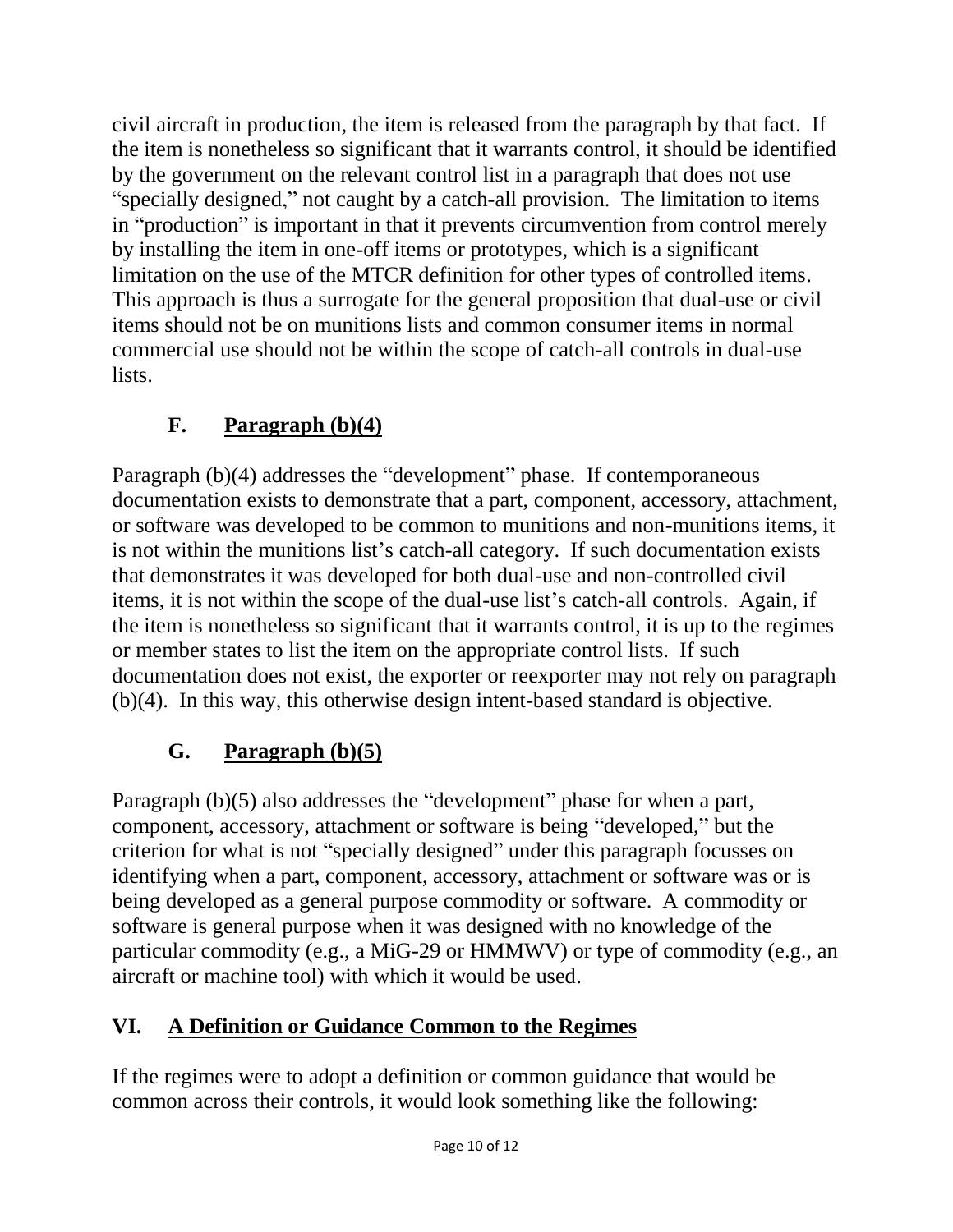civil aircraft in production, the item is released from the paragraph by that fact. If the item is nonetheless so significant that it warrants control, it should be identified by the government on the relevant control list in a paragraph that does not use "specially designed," not caught by a catch-all provision. The limitation to items in "production" is important in that it prevents circumvention from control merely by installing the item in one-off items or prototypes, which is a significant limitation on the use of the MTCR definition for other types of controlled items. This approach is thus a surrogate for the general proposition that dual-use or civil items should not be on munitions lists and common consumer items in normal commercial use should not be within the scope of catch-all controls in dual-use lists.

### F. Paragraph (b)(4)

Paragraph (b)(4) addresses the "development" phase. If contemporaneous documentation exists to demonstrate that a part, component, accessory, attachment, or software was developed to be common to munitions and non-munitions items, it is not within the munitions list's catch-all category. If such documentation exists that demonstrates it was developed for both dual-use and non-controlled civil items, it is not within the scope of the dual-use list's catch-all controls. Again, if the item is nonetheless so significant that it warrants control, it is up to the regimes or member states to list the item on the appropriate control lists. If such documentation does not exist, the exporter or reexporter may not rely on paragraph (b)(4). In this way, this otherwise design intent-based standard is objective.

### G. Paragraph (b)(5)

Paragraph (b)(5) also addresses the "development" phase for when a part, component, accessory, attachment or software is being "developed," but the criterion for what is not "specially designed" under this paragraph focusses on identifying when a part, component, accessory, attachment or software was or is being developed as a general purpose commodity or software. A commodity or software is general purpose when it was designed with no knowledge of the particular commodity (e.g., a MiG-29 or HMMWV) or type of commodity (e.g., an aircraft or machine tool) with which it would be used.

## VI. A Definition or Guidance Common to the Regimes

If the regimes were to adopt a definition or common guidance that would be common across their controls, it would look something like the following: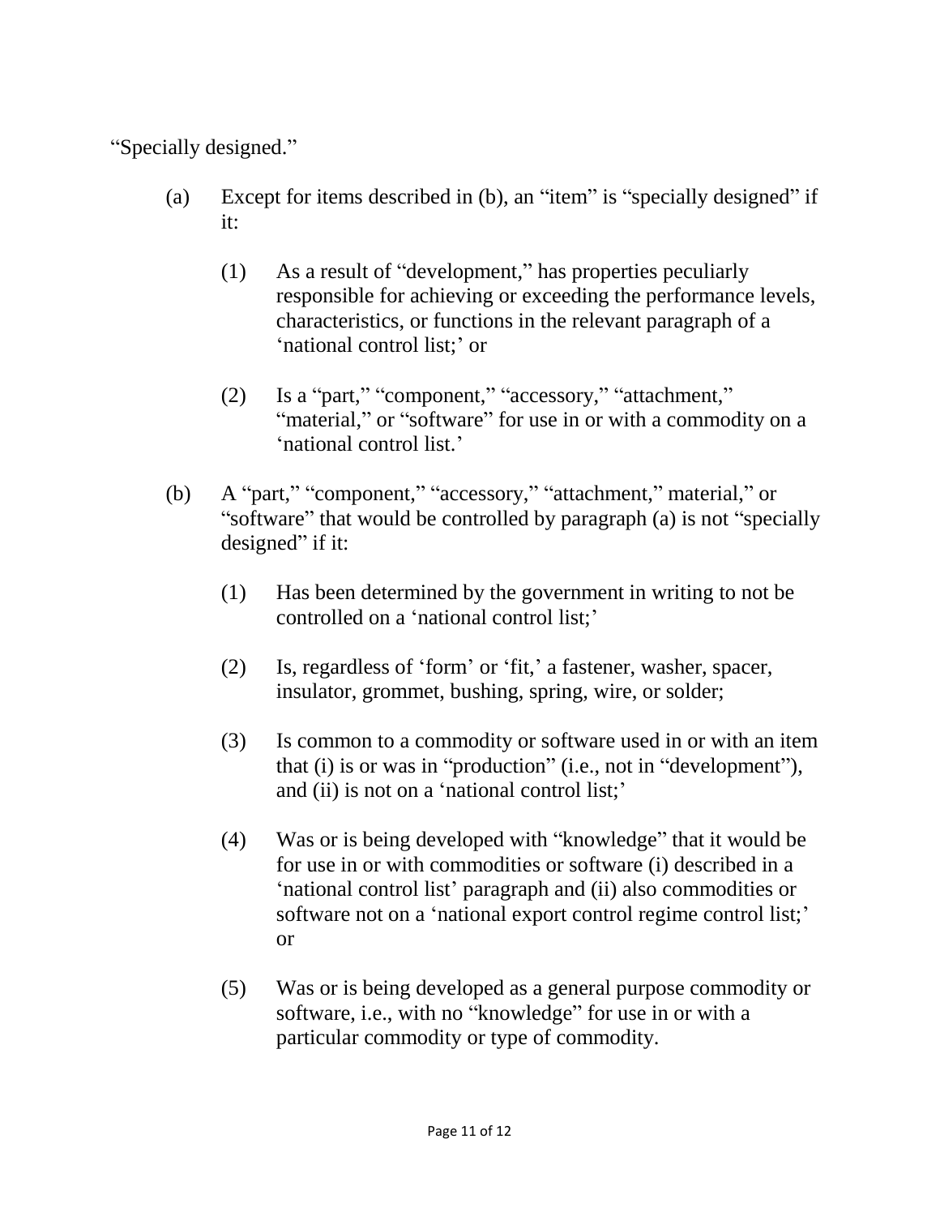"Specially designed."

(a) Except for items described in (b), an "item" is "specially designed" if it:

    (1) As a result of "development," has properties peculiarly responsible for achieving or exceeding the performance levels, characteristics, or functions in the relevant paragraph of a 'national control list;' or

    (2) Is a "part," "component," "accessory," "attachment," "material," or "software" for use in or with a commodity on a 'national control list.'

(b) A "part," "component," "accessory," "attachment," material," or "software" that would be controlled by paragraph (a) is not "specially designed" if it:

    (1) Has been determined by the government in writing to not be controlled on a 'national control list;'

    (2) Is, regardless of 'form' or 'fit,' a fastener, washer, spacer, insulator, grommet, bushing, spring, wire, or solder;

    (3) Is common to a commodity or software used in or with an item that (i) is or was in "production" (i.e., not in "development"), and (ii) is not on a 'national control list;'

    (4) Was or is being developed with "knowledge" that it would be for use in or with commodities or software (i) described in a 'national control list' paragraph and (ii) also commodities or software not on a 'national export control regime control list;' or

    (5) Was or is being developed as a general purpose commodity or software, i.e., with no "knowledge" for use in or with a particular commodity or type of commodity.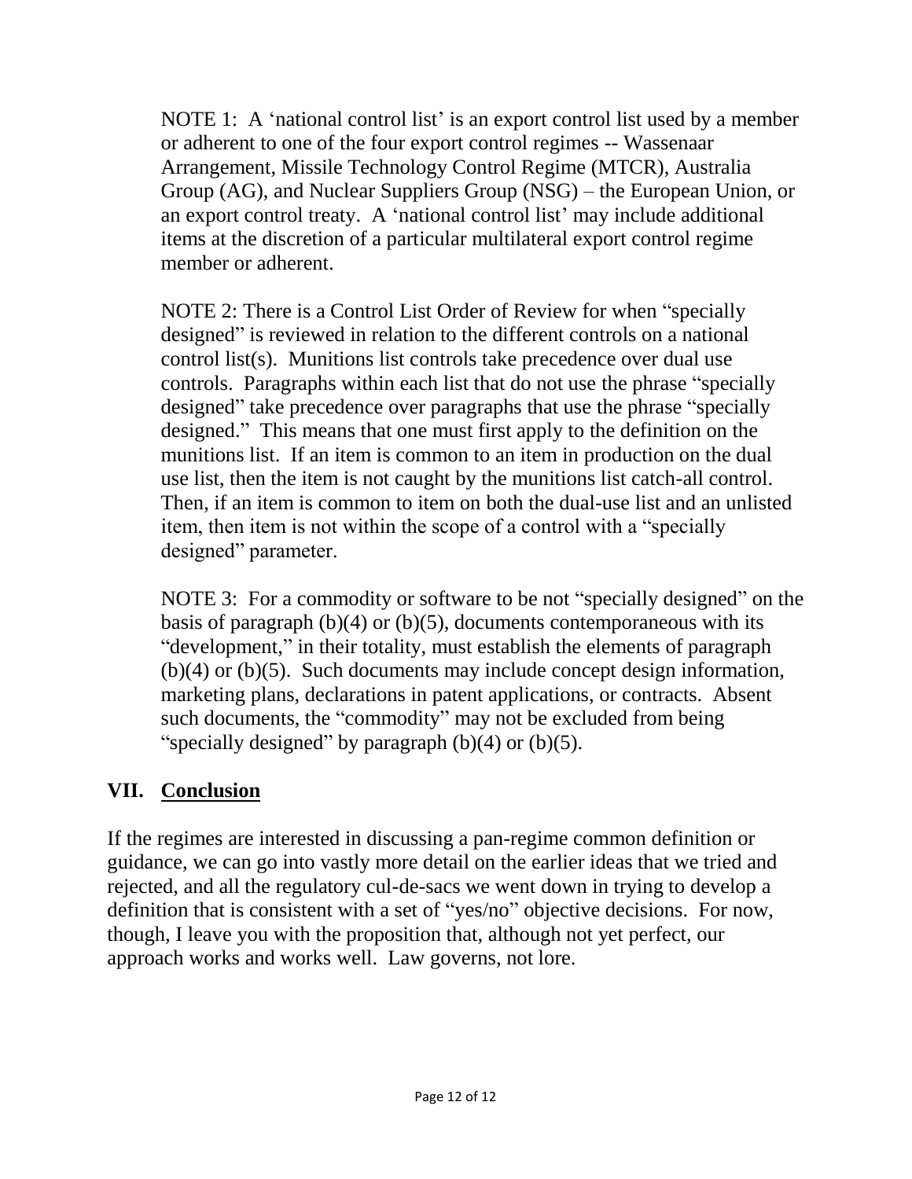NOTE 1: A 'national control list' is an export control list used by a member or adherent to one of the four export control regimes -- Wassenaar Arrangement, Missile Technology Control Regime (MTCR), Australia Group (AG), and Nuclear Suppliers Group (NSG) – the European Union, or an export control treaty. A 'national control list' may include additional items at the discretion of a particular multilateral export control regime member or adherent.

NOTE 2: There is a Control List Order of Review for when "specially designed" is reviewed in relation to the different controls on a national control list(s). Munitions list controls take precedence over dual use controls. Paragraphs within each list that do not use the phrase "specially designed" take precedence over paragraphs that use the phrase "specially designed." This means that one must first apply to the definition on the munitions list. If an item is common to an item in production on the dual use list, then the item is not caught by the munitions list catch-all control. Then, if an item is common to item on both the dual-use list and an unlisted item, then item is not within the scope of a control with a "specially designed" parameter.

NOTE 3: For a commodity or software to be not "specially designed" on the basis of paragraph (b)(4) or (b)(5), documents contemporaneous with its "development," in their totality, must establish the elements of paragraph (b)(4) or (b)(5). Such documents may include concept design information, marketing plans, declarations in patent applications, or contracts. Absent such documents, the "commodity" may not be excluded from being "specially designed" by paragraph (b)(4) or (b)(5).

## VII. <u>Conclusion</u>

If the regimes are interested in discussing a pan-regime common definition or guidance, we can go into vastly more detail on the earlier ideas that we tried and rejected, and all the regulatory cul-de-sacs we went down in trying to develop a definition that is consistent with a set of "yes/no" objective decisions. For now, though, I leave you with the proposition that, although not yet perfect, our approach works and works well. Law governs, not lore.